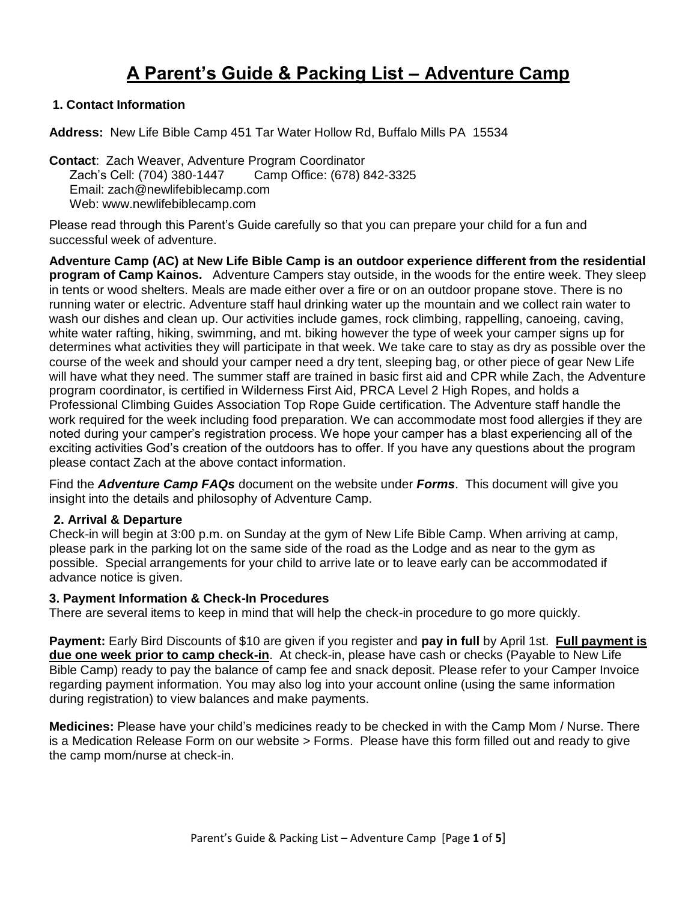# A Parent's Guide & Packing List – Adventure Camp

## 1. Contact Information

**Address:** New Life Bible Camp 451 Tar Water Hollow Rd, Buffalo Mills PA 15534

**Contact**: Zach Weaver, Adventure Program Coordinator
Zach's Cell: (704) 380-1447 Camp Office: (678) 842-3325
Email: zach@newlifebiblecamp.com
Web: www.newlifebiblecamp.com

Please read through this Parent's Guide carefully so that you can prepare your child for a fun and successful week of adventure.

**Adventure Camp (AC) at New Life Bible Camp is an outdoor experience different from the residential program of Camp Kainos.** Adventure Campers stay outside, in the woods for the entire week. They sleep in tents or wood shelters. Meals are made either over a fire or on an outdoor propane stove. There is no running water or electric. Adventure staff haul drinking water up the mountain and we collect rain water to wash our dishes and clean up. Our activities include games, rock climbing, rappelling, canoeing, caving, white water rafting, hiking, swimming, and mt. biking however the type of week your camper signs up for determines what activities they will participate in that week. We take care to stay as dry as possible over the course of the week and should your camper need a dry tent, sleeping bag, or other piece of gear New Life will have what they need. The summer staff are trained in basic first aid and CPR while Zach, the Adventure program coordinator, is certified in Wilderness First Aid, PRCA Level 2 High Ropes, and holds a Professional Climbing Guides Association Top Rope Guide certification. The Adventure staff handle the work required for the week including food preparation. We can accommodate most food allergies if they are noted during your camper's registration process. We hope your camper has a blast experiencing all of the exciting activities God's creation of the outdoors has to offer. If you have any questions about the program please contact Zach at the above contact information.

Find the ***Adventure Camp FAQs*** document on the website under ***Forms***. This document will give you insight into the details and philosophy of Adventure Camp.

## 2. Arrival & Departure

Check-in will begin at 3:00 p.m. on Sunday at the gym of New Life Bible Camp. When arriving at camp, please park in the parking lot on the same side of the road as the Lodge and as near to the gym as possible. Special arrangements for your child to arrive late or to leave early can be accommodated if advance notice is given.

## 3. Payment Information & Check-In Procedures

There are several items to keep in mind that will help the check-in procedure to go more quickly.

**Payment:** Early Bird Discounts of $10 are given if you register and **pay in full** by April 1st. **Full payment is due one week prior to camp check-in**. At check-in, please have cash or checks (Payable to New Life Bible Camp) ready to pay the balance of camp fee and snack deposit. Please refer to your Camper Invoice regarding payment information. You may also log into your account online (using the same information during registration) to view balances and make payments.

**Medicines:** Please have your child's medicines ready to be checked in with the Camp Mom / Nurse. There is a Medication Release Form on our website > Forms. Please have this form filled out and ready to give the camp mom/nurse at check-in.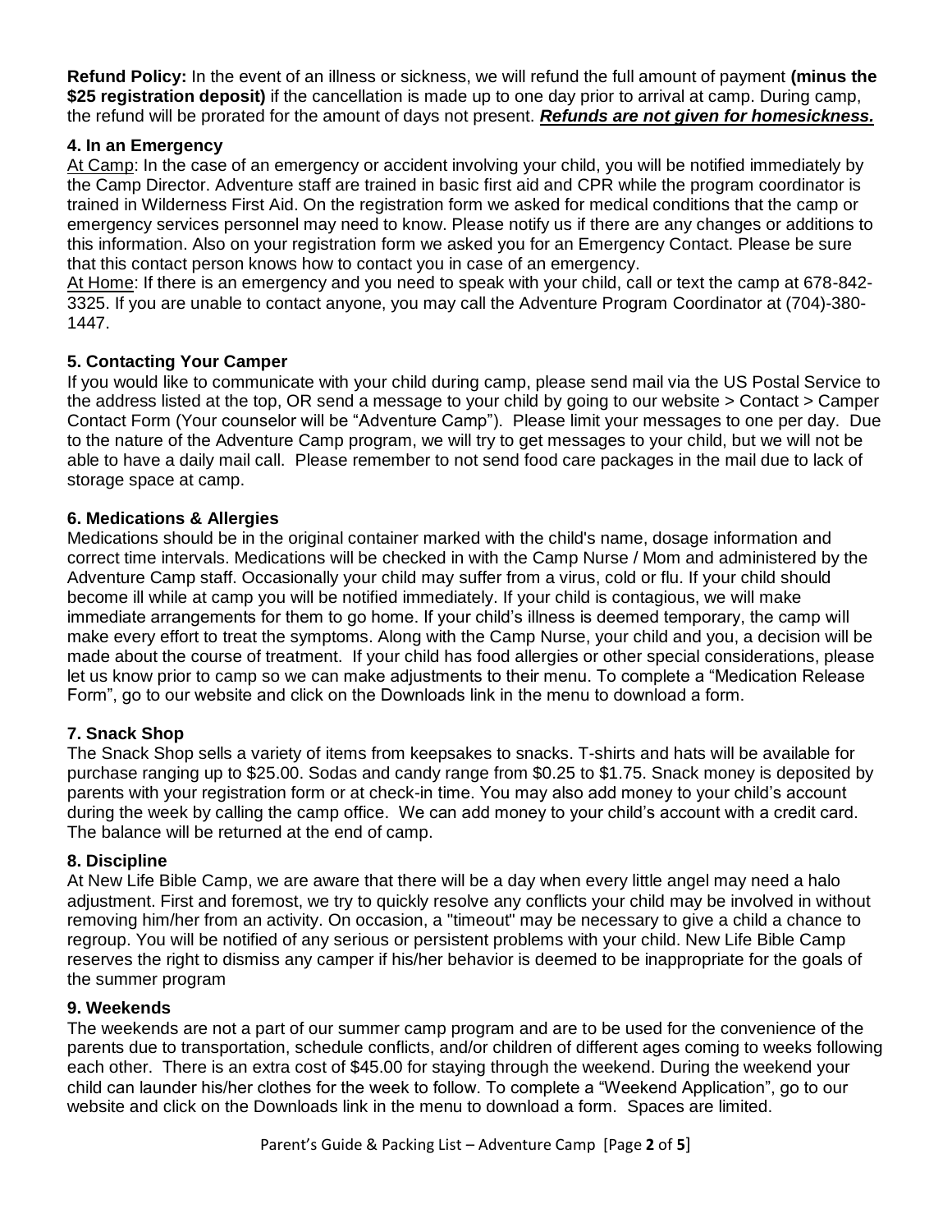**Refund Policy:** In the event of an illness or sickness, we will refund the full amount of payment **(minus the $25 registration deposit)** if the cancellation is made up to one day prior to arrival at camp. During camp, the refund will be prorated for the amount of days not present. ***Refunds are not given for homesickness.***

### 4. In an Emergency

At Camp: In the case of an emergency or accident involving your child, you will be notified immediately by the Camp Director. Adventure staff are trained in basic first aid and CPR while the program coordinator is trained in Wilderness First Aid. On the registration form we asked for medical conditions that the camp or emergency services personnel may need to know. Please notify us if there are any changes or additions to this information. Also on your registration form we asked you for an Emergency Contact. Please be sure that this contact person knows how to contact you in case of an emergency.

At Home: If there is an emergency and you need to speak with your child, call or text the camp at 678-842-3325. If you are unable to contact anyone, you may call the Adventure Program Coordinator at (704)-380-1447.

### 5. Contacting Your Camper

If you would like to communicate with your child during camp, please send mail via the US Postal Service to the address listed at the top, OR send a message to your child by going to our website > Contact > Camper Contact Form (Your counselor will be "Adventure Camp"). Please limit your messages to one per day. Due to the nature of the Adventure Camp program, we will try to get messages to your child, but we will not be able to have a daily mail call. Please remember to not send food care packages in the mail due to lack of storage space at camp.

### 6. Medications & Allergies

Medications should be in the original container marked with the child's name, dosage information and correct time intervals. Medications will be checked in with the Camp Nurse / Mom and administered by the Adventure Camp staff. Occasionally your child may suffer from a virus, cold or flu. If your child should become ill while at camp you will be notified immediately. If your child is contagious, we will make immediate arrangements for them to go home. If your child's illness is deemed temporary, the camp will make every effort to treat the symptoms. Along with the Camp Nurse, your child and you, a decision will be made about the course of treatment. If your child has food allergies or other special considerations, please let us know prior to camp so we can make adjustments to their menu. To complete a "Medication Release Form", go to our website and click on the Downloads link in the menu to download a form.

### 7. Snack Shop

The Snack Shop sells a variety of items from keepsakes to snacks. T-shirts and hats will be available for purchase ranging up to $25.00. Sodas and candy range from $0.25 to $1.75. Snack money is deposited by parents with your registration form or at check-in time. You may also add money to your child's account during the week by calling the camp office. We can add money to your child's account with a credit card. The balance will be returned at the end of camp.

### 8. Discipline

At New Life Bible Camp, we are aware that there will be a day when every little angel may need a halo adjustment. First and foremost, we try to quickly resolve any conflicts your child may be involved in without removing him/her from an activity. On occasion, a "timeout" may be necessary to give a child a chance to regroup. You will be notified of any serious or persistent problems with your child. New Life Bible Camp reserves the right to dismiss any camper if his/her behavior is deemed to be inappropriate for the goals of the summer program

### 9. Weekends

The weekends are not a part of our summer camp program and are to be used for the convenience of the parents due to transportation, schedule conflicts, and/or children of different ages coming to weeks following each other. There is an extra cost of $45.00 for staying through the weekend. During the weekend your child can launder his/her clothes for the week to follow. To complete a "Weekend Application", go to our website and click on the Downloads link in the menu to download a form. Spaces are limited.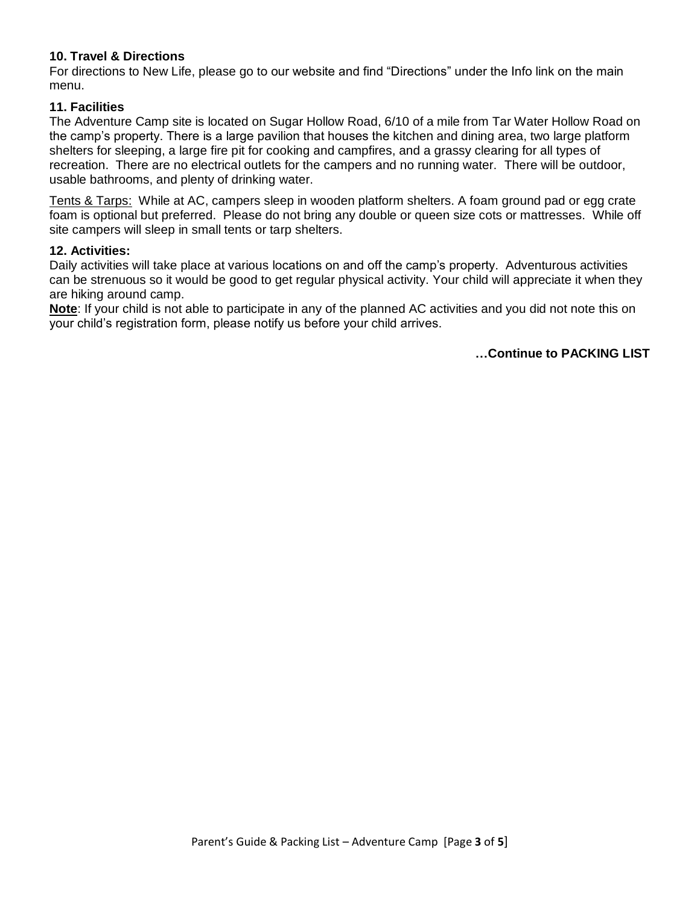### 10. Travel & Directions

For directions to New Life, please go to our website and find "Directions" under the Info link on the main menu.

### 11. Facilities

The Adventure Camp site is located on Sugar Hollow Road, 6/10 of a mile from Tar Water Hollow Road on the camp's property. There is a large pavilion that houses the kitchen and dining area, two large platform shelters for sleeping, a large fire pit for cooking and campfires, and a grassy clearing for all types of recreation. There are no electrical outlets for the campers and no running water. There will be outdoor, usable bathrooms, and plenty of drinking water.

<u>Tents & Tarps:</u> While at AC, campers sleep in wooden platform shelters. A foam ground pad or egg crate foam is optional but preferred. Please do not bring any double or queen size cots or mattresses. While off site campers will sleep in small tents or tarp shelters.

### 12. Activities:

Daily activities will take place at various locations on and off the camp's property. Adventurous activities can be strenuous so it would be good to get regular physical activity. Your child will appreciate it when they are hiking around camp.

**<u>Note</u>**: If your child is not able to participate in any of the planned AC activities and you did not note this on your child's registration form, please notify us before your child arrives.

**…Continue to PACKING LIST**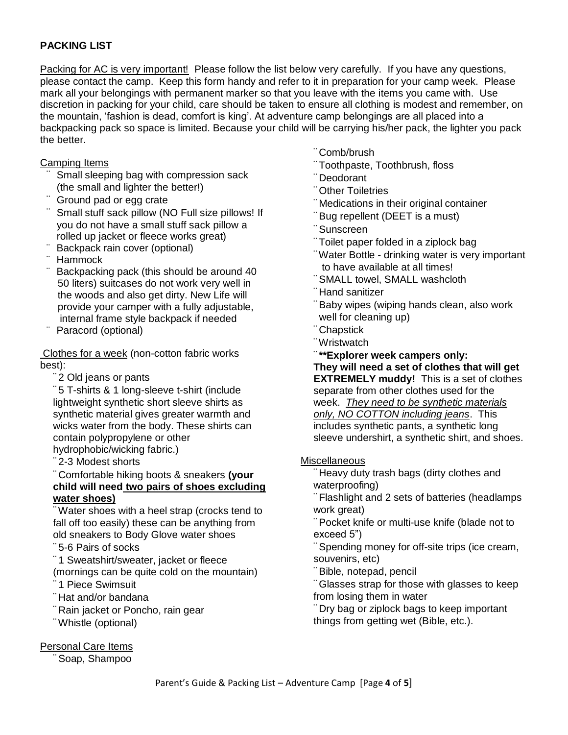**PACKING LIST**

Packing for AC is very important! Please follow the list below very carefully. If you have any questions, please contact the camp. Keep this form handy and refer to it in preparation for your camp week. Please mark all your belongings with permanent marker so that you leave with the items you came with. Use discretion in packing for your child, care should be taken to ensure all clothing is modest and remember, on the mountain, 'fashion is dead, comfort is king'. At adventure camp belongings are all placed into a backpacking pack so space is limited. Because your child will be carrying his/her pack, the lighter you pack the better.

Camping Items

- Small sleeping bag with compression sack (the small and lighter the better!)
- Ground pad or egg crate
- Small stuff sack pillow (NO Full size pillows! If you do not have a small stuff sack pillow a rolled up jacket or fleece works great)
- Backpack rain cover (optional)
- Hammock
- Backpacking pack (this should be around 40 50 liters) suitcases do not work very well in the woods and also get dirty. New Life will provide your camper with a fully adjustable, internal frame style backpack if needed
- Paracord (optional)

Clothes for a week (non-cotton fabric works best):

- 2 Old jeans or pants
- 5 T-shirts & 1 long-sleeve t-shirt (include lightweight synthetic short sleeve shirts as synthetic material gives greater warmth and wicks water from the body. These shirts can contain polypropylene or other hydrophobic/wicking fabric.)
- 2-3 Modest shorts
- Comfortable hiking boots & sneakers **(your child will need two pairs of shoes excluding water shoes)**
- Water shoes with a heel strap (crocks tend to fall off too easily) these can be anything from old sneakers to Body Glove water shoes
- 5-6 Pairs of socks
- 1 Sweatshirt/sweater, jacket or fleece (mornings can be quite cold on the mountain)
- 1 Piece Swimsuit
- Hat and/or bandana
- Rain jacket or Poncho, rain gear
- Whistle (optional)

Personal Care Items

- Soap, Shampoo
- Comb/brush
- Toothpaste, Toothbrush, floss
- Deodorant
- Other Toiletries
- Medications in their original container
- Bug repellent (DEET is a must)
- Sunscreen
- Toilet paper folded in a ziplock bag
- Water Bottle - drinking water is very important to have available at all times!
- SMALL towel, SMALL washcloth
- Hand sanitizer
- Baby wipes (wiping hands clean, also work well for cleaning up)
- Chapstick
- Wristwatch
- **\*\*Explorer week campers only: They will need a set of clothes that will get EXTREMELY muddy!** This is a set of clothes separate from other clothes used for the week. *They need to be synthetic materials only, NO COTTON including jeans*. This includes synthetic pants, a synthetic long sleeve undershirt, a synthetic shirt, and shoes.

Miscellaneous

- Heavy duty trash bags (dirty clothes and waterproofing)
- Flashlight and 2 sets of batteries (headlamps work great)
- Pocket knife or multi-use knife (blade not to exceed 5")
- Spending money for off-site trips (ice cream, souvenirs, etc)
- Bible, notepad, pencil
- Glasses strap for those with glasses to keep from losing them in water
- Dry bag or ziplock bags to keep important things from getting wet (Bible, etc.).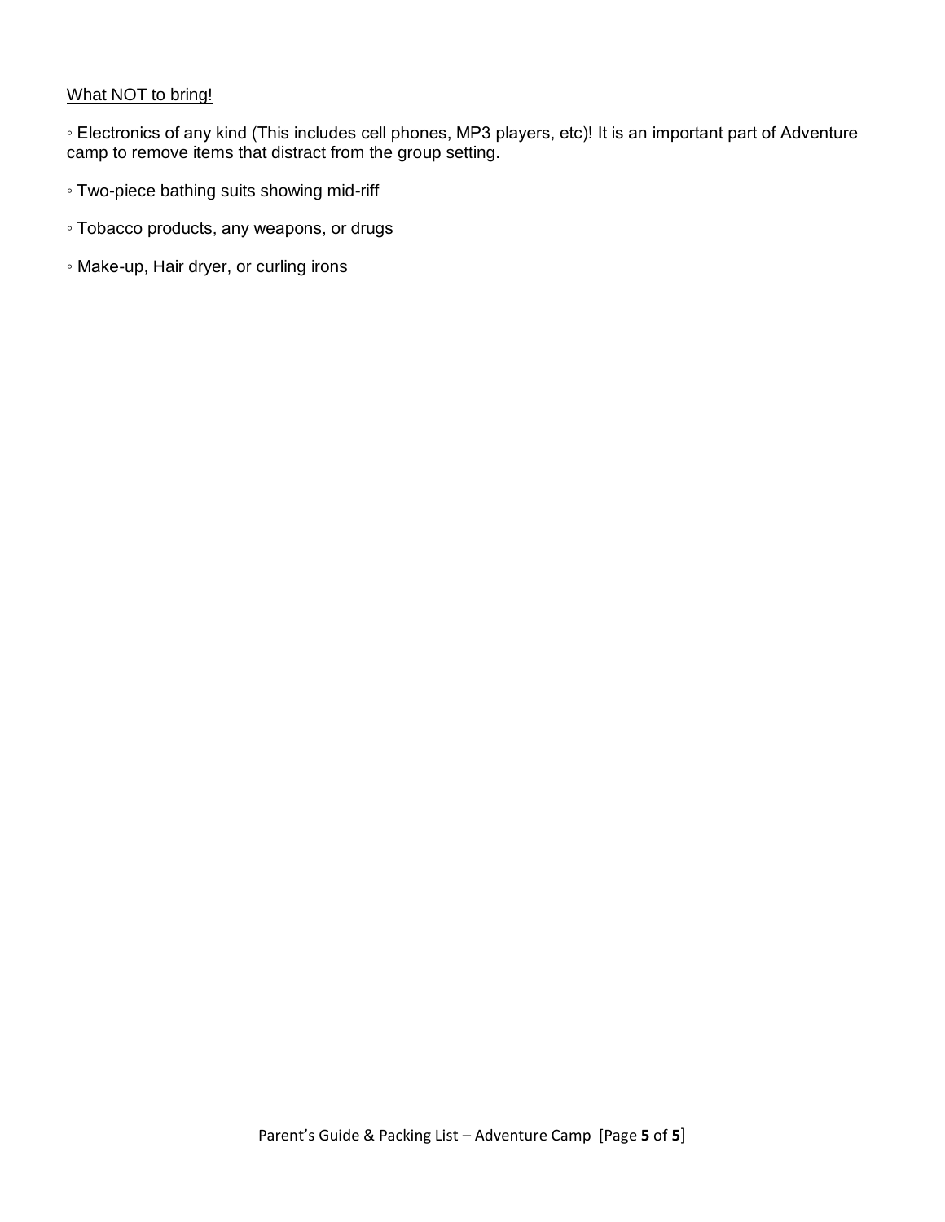What NOT to bring!

- Electronics of any kind (This includes cell phones, MP3 players, etc)! It is an important part of Adventure camp to remove items that distract from the group setting.
- Two-piece bathing suits showing mid-riff
- Tobacco products, any weapons, or drugs
- Make-up, Hair dryer, or curling irons